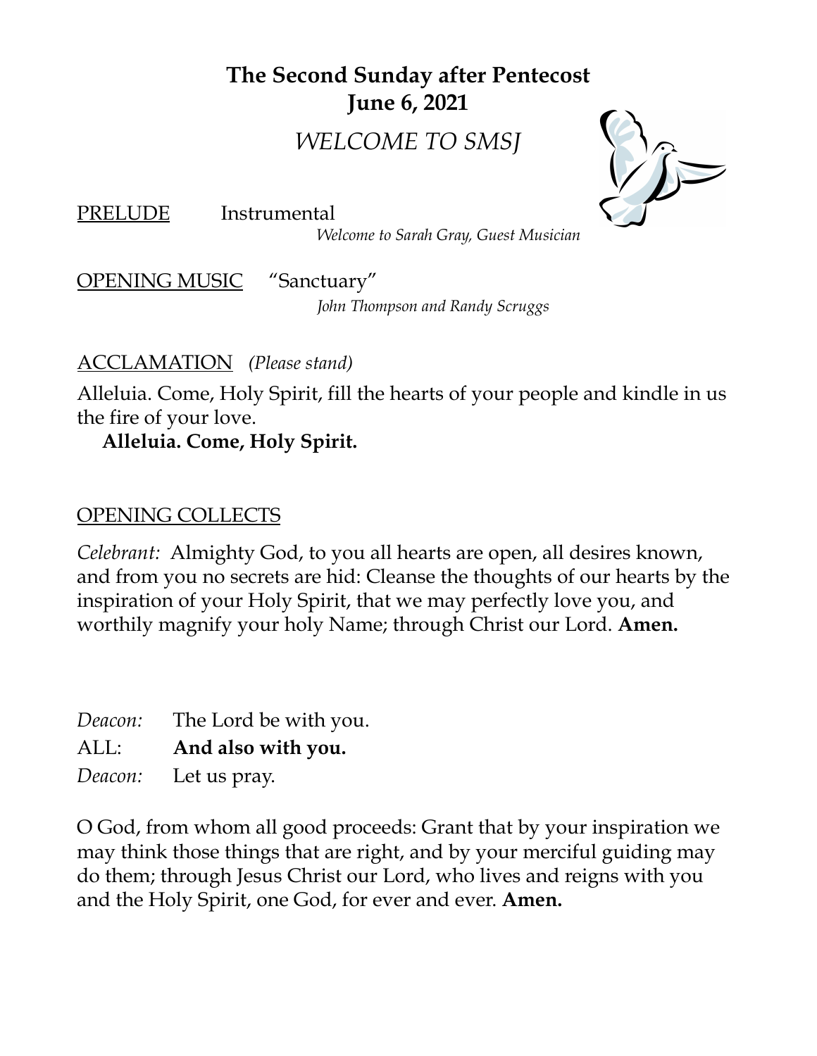# The Second Sunday after Pentecost
## June 6, 2021

*WELCOME TO SMSJ*

PRELUDE Instrumental

*Welcome to Sarah Gray, Guest Musician*

OPENING MUSIC "Sanctuary"

*John Thompson and Randy Scruggs*

ACCLAMATION *(Please stand)*

Alleluia. Come, Holy Spirit, fill the hearts of your people and kindle in us the fire of your love.

**Alleluia. Come, Holy Spirit.**

OPENING COLLECTS

*Celebrant:* Almighty God, to you all hearts are open, all desires known, and from you no secrets are hid: Cleanse the thoughts of our hearts by the inspiration of your Holy Spirit, that we may perfectly love you, and worthily magnify your holy Name; through Christ our Lord. **Amen.**

*Deacon:* The Lord be with you.
ALL: **And also with you.**
*Deacon:* Let us pray.

O God, from whom all good proceeds: Grant that by your inspiration we may think those things that are right, and by your merciful guiding may do them; through Jesus Christ our Lord, who lives and reigns with you and the Holy Spirit, one God, for ever and ever. **Amen.**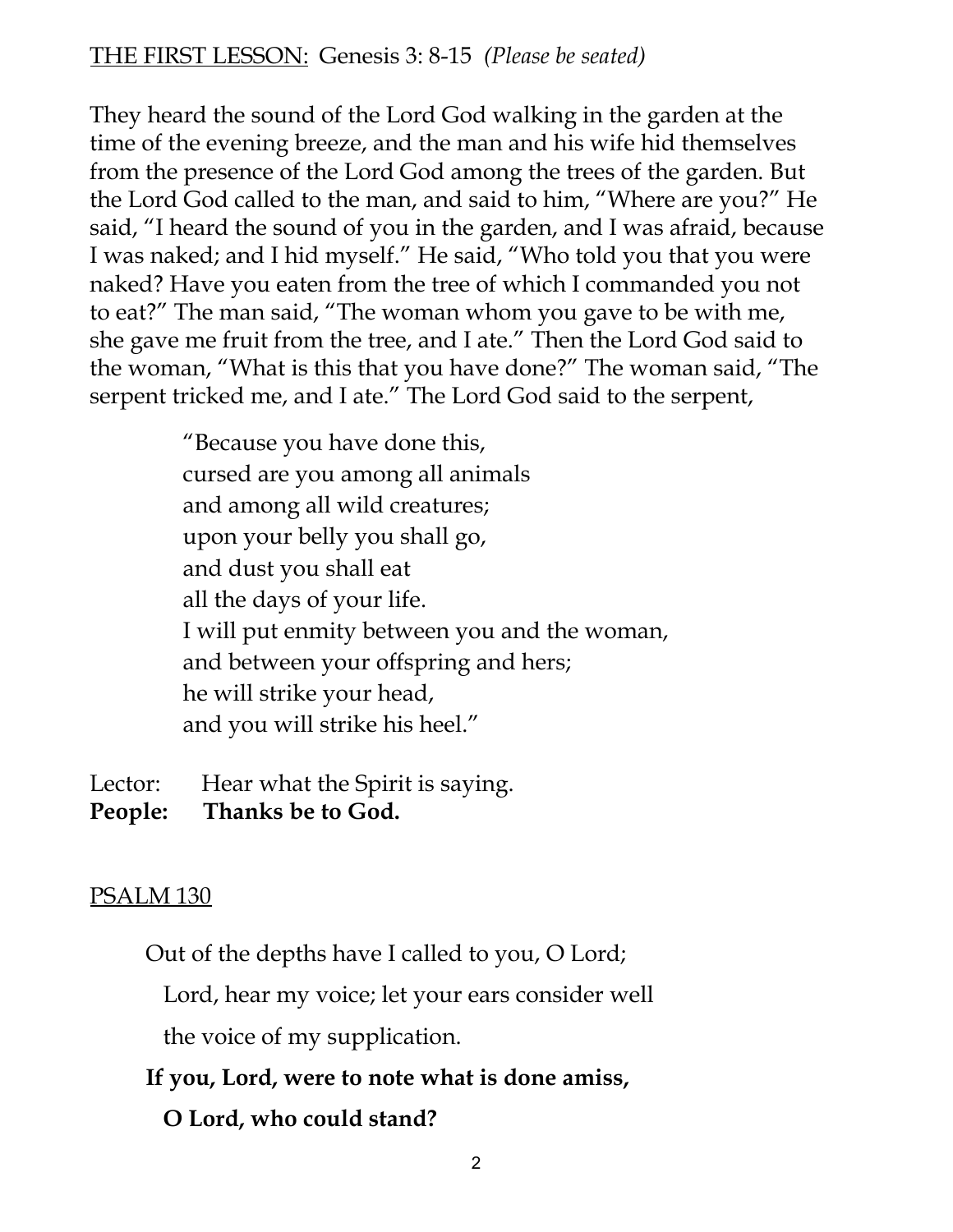THE FIRST LESSON: Genesis 3: 8-15 *(Please be seated)*

They heard the sound of the Lord God walking in the garden at the time of the evening breeze, and the man and his wife hid themselves from the presence of the Lord God among the trees of the garden. But the Lord God called to the man, and said to him, "Where are you?" He said, "I heard the sound of you in the garden, and I was afraid, because I was naked; and I hid myself." He said, "Who told you that you were naked? Have you eaten from the tree of which I commanded you not to eat?" The man said, "The woman whom you gave to be with me, she gave me fruit from the tree, and I ate." Then the Lord God said to the woman, "What is this that you have done?" The woman said, "The serpent tricked me, and I ate." The Lord God said to the serpent,

> "Because you have done this,
> cursed are you among all animals
> and among all wild creatures;
> upon your belly you shall go,
> and dust you shall eat
> all the days of your life.
> I will put enmity between you and the woman,
> and between your offspring and hers;
> he will strike your head,
> and you will strike his heel."

Lector: Hear what the Spirit is saying.
**People: Thanks be to God.**

PSALM 130

Out of the depths have I called to you, O Lord;
Lord, hear my voice; let your ears consider well
the voice of my supplication.

**If you, Lord, were to note what is done amiss,**
**O Lord, who could stand?**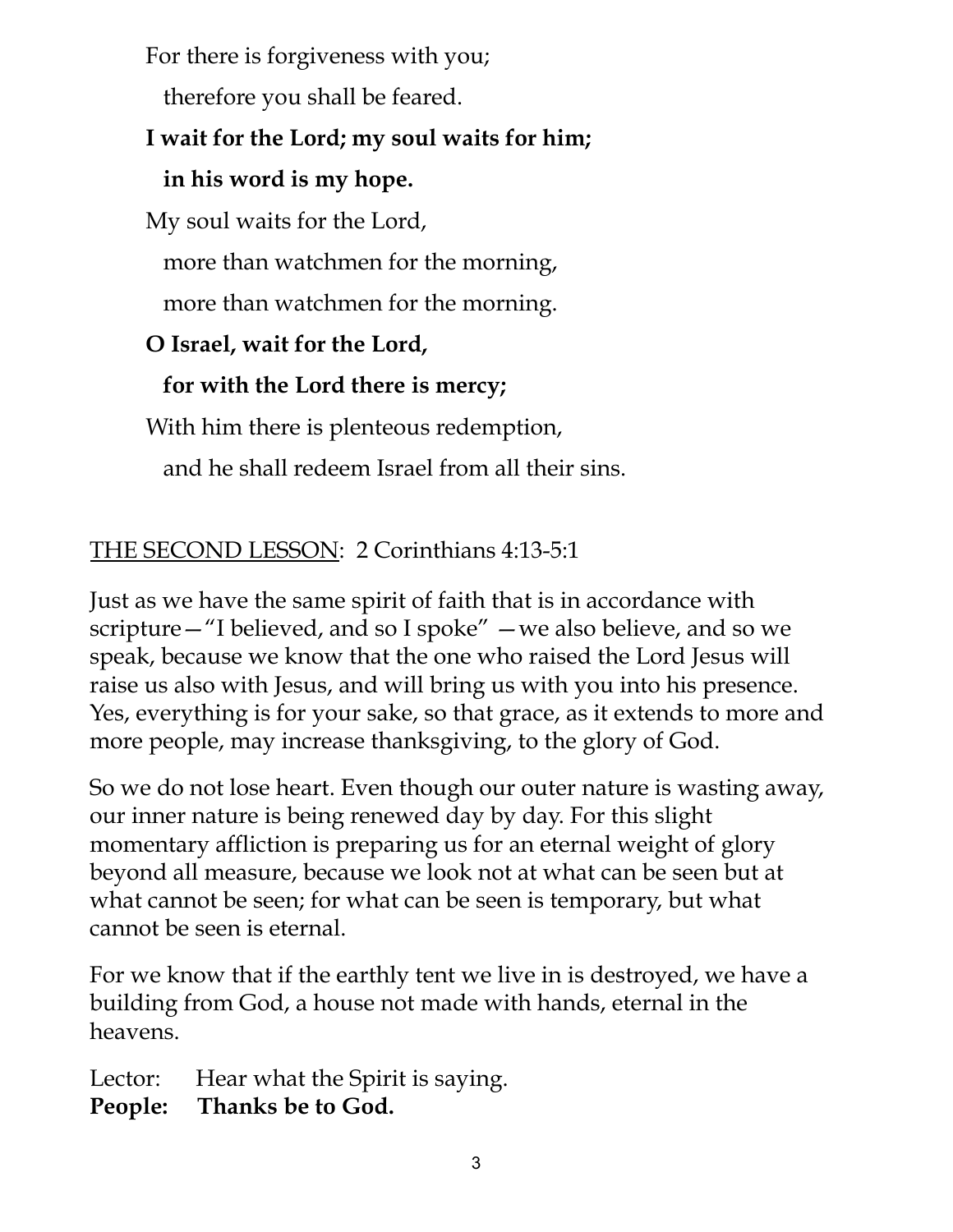For there is forgiveness with you;

therefore you shall be feared.

**I wait for the Lord; my soul waits for him;**

**in his word is my hope.**

My soul waits for the Lord,

more than watchmen for the morning,

more than watchmen for the morning.

**O Israel, wait for the Lord,**

**for with the Lord there is mercy;**

With him there is plenteous redemption,

and he shall redeem Israel from all their sins.

<u>THE SECOND LESSON</u>: 2 Corinthians 4:13-5:1

Just as we have the same spirit of faith that is in accordance with scripture—"I believed, and so I spoke" —we also believe, and so we speak, because we know that the one who raised the Lord Jesus will raise us also with Jesus, and will bring us with you into his presence. Yes, everything is for your sake, so that grace, as it extends to more and more people, may increase thanksgiving, to the glory of God.

So we do not lose heart. Even though our outer nature is wasting away, our inner nature is being renewed day by day. For this slight momentary affliction is preparing us for an eternal weight of glory beyond all measure, because we look not at what can be seen but at what cannot be seen; for what can be seen is temporary, but what cannot be seen is eternal.

For we know that if the earthly tent we live in is destroyed, we have a building from God, a house not made with hands, eternal in the heavens.

Lector: Hear what the Spirit is saying.
**People: Thanks be to God.**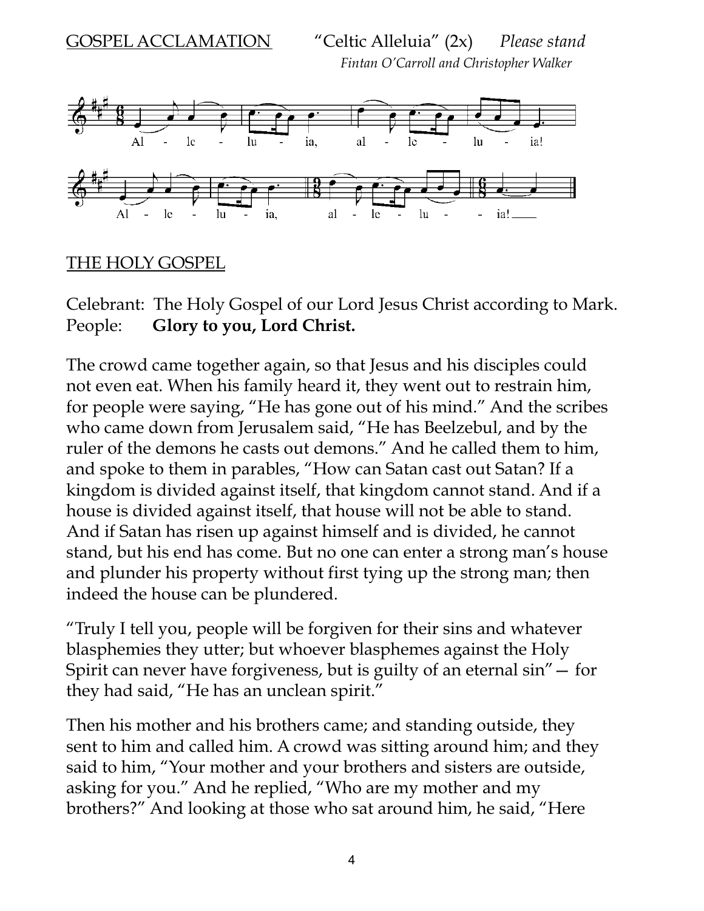GOSPEL ACCLAMATION "Celtic Alleluia" (2x) *Please stand*

*Fintan O'Carroll and Christopher Walker*

Al - le - lu - ia, al - le - lu - ia!

Al - le - lu - ia, al - le - lu - - ia!

THE HOLY GOSPEL

Celebrant: The Holy Gospel of our Lord Jesus Christ according to Mark.
People: **Glory to you, Lord Christ.**

The crowd came together again, so that Jesus and his disciples could not even eat. When his family heard it, they went out to restrain him, for people were saying, "He has gone out of his mind." And the scribes who came down from Jerusalem said, "He has Beelzebul, and by the ruler of the demons he casts out demons." And he called them to him, and spoke to them in parables, "How can Satan cast out Satan? If a kingdom is divided against itself, that kingdom cannot stand. And if a house is divided against itself, that house will not be able to stand. And if Satan has risen up against himself and is divided, he cannot stand, but his end has come. But no one can enter a strong man's house and plunder his property without first tying up the strong man; then indeed the house can be plundered.

"Truly I tell you, people will be forgiven for their sins and whatever blasphemies they utter; but whoever blasphemes against the Holy Spirit can never have forgiveness, but is guilty of an eternal sin"— for they had said, "He has an unclean spirit."

Then his mother and his brothers came; and standing outside, they sent to him and called him. A crowd was sitting around him; and they said to him, "Your mother and your brothers and sisters are outside, asking for you." And he replied, "Who are my mother and my brothers?" And looking at those who sat around him, he said, "Here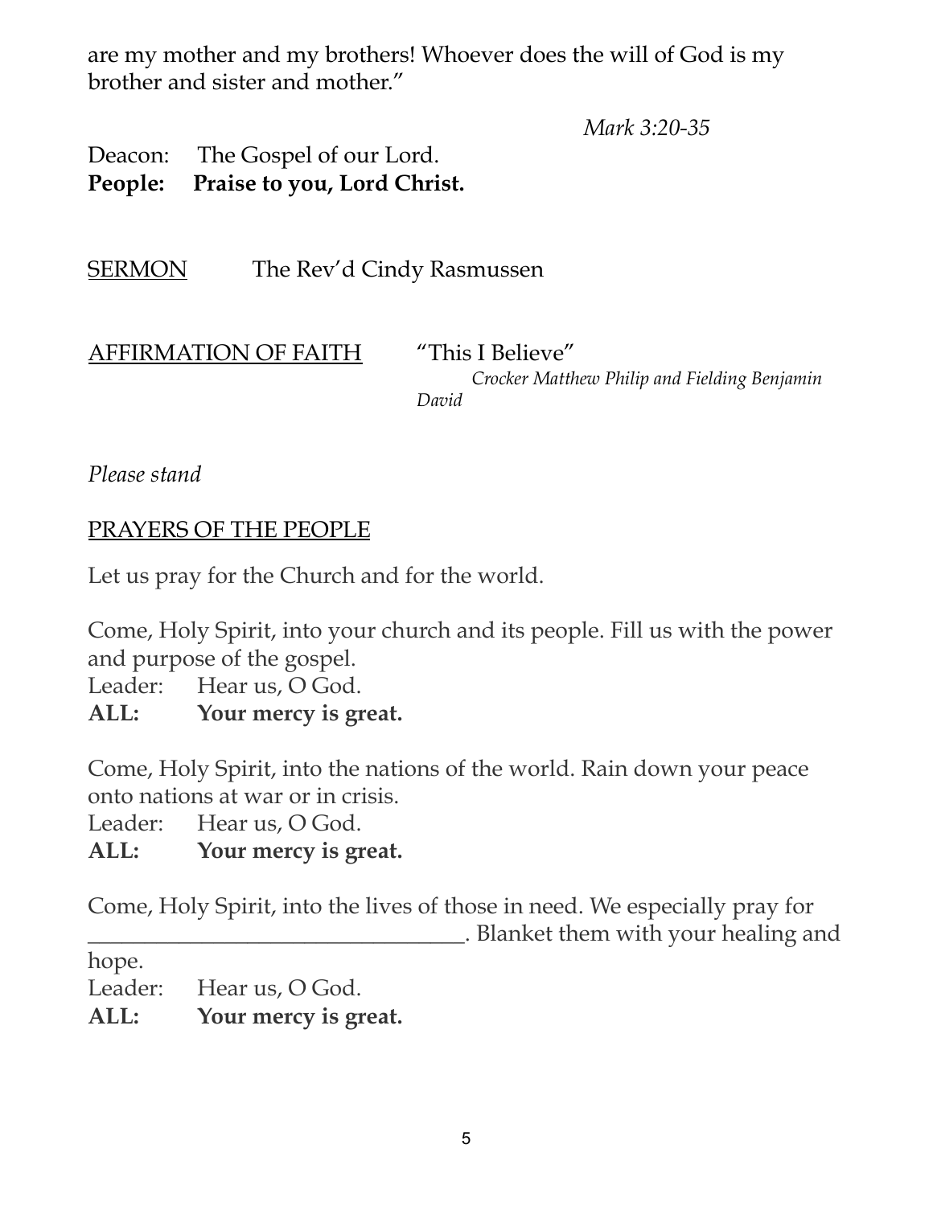are my mother and my brothers! Whoever does the will of God is my brother and sister and mother."

*Mark 3:20-35*

Deacon: The Gospel of our Lord.
**People: Praise to you, Lord Christ.**

<u>SERMON</u> The Rev'd Cindy Rasmussen

<u>AFFIRMATION OF FAITH</u> "This I Believe"
*Crocker Matthew Philip and Fielding Benjamin David*

*Please stand*

<u>PRAYERS OF THE PEOPLE</u>

Let us pray for the Church and for the world.

Come, Holy Spirit, into your church and its people. Fill us with the power and purpose of the gospel.
Leader: Hear us, O God.
**ALL: Your mercy is great.**

Come, Holy Spirit, into the nations of the world. Rain down your peace onto nations at war or in crisis.
Leader: Hear us, O God.
**ALL: Your mercy is great.**

Come, Holy Spirit, into the lives of those in need. We especially pray for \_\_\_\_\_\_\_\_\_\_\_\_\_\_\_\_\_\_\_\_\_\_\_\_\_\_\_\_\_\_\_\_. Blanket them with your healing and hope.
Leader: Hear us, O God.
**ALL: Your mercy is great.**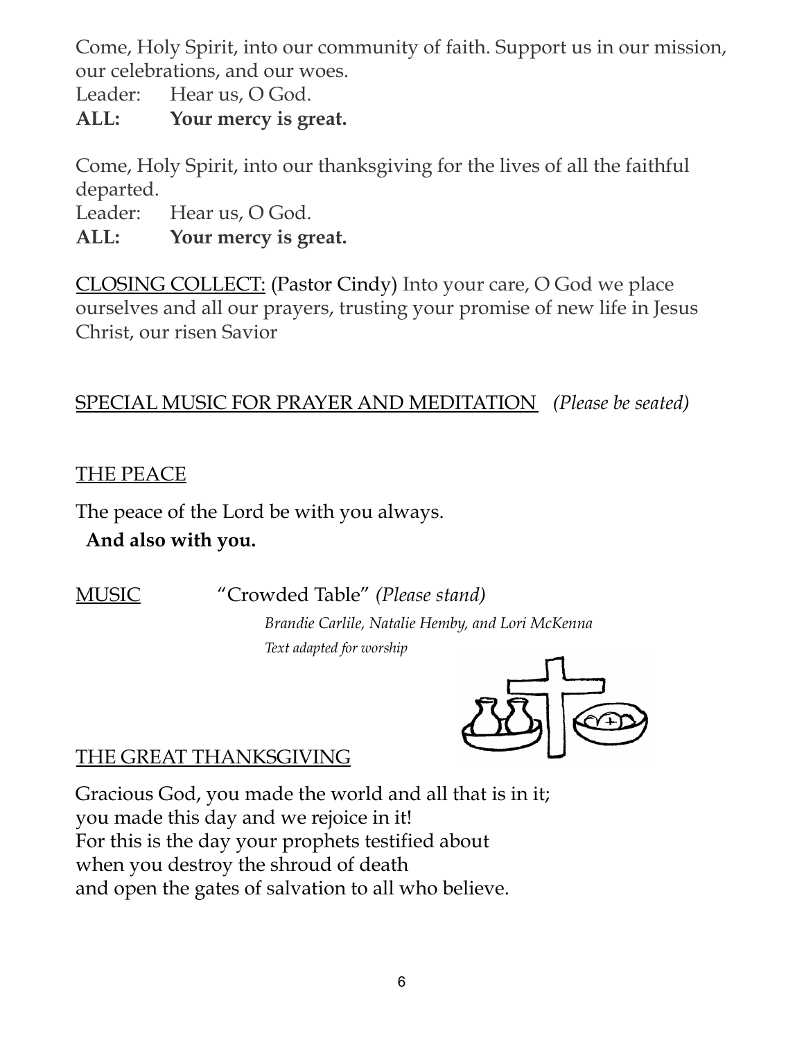Come, Holy Spirit, into our community of faith. Support us in our mission, our celebrations, and our woes.

Leader: Hear us, O God.

**ALL: Your mercy is great.**

Come, Holy Spirit, into our thanksgiving for the lives of all the faithful departed.

Leader: Hear us, O God.

**ALL: Your mercy is great.**

<u>CLOSING COLLECT:</u> (Pastor Cindy) Into your care, O God we place ourselves and all our prayers, trusting your promise of new life in Jesus Christ, our risen Savior

<u>SPECIAL MUSIC FOR PRAYER AND MEDITATION</u> *(Please be seated)*

<u>THE PEACE</u>

The peace of the Lord be with you always.

**And also with you.**

<u>MUSIC</u> "Crowded Table" *(Please stand)*

*Brandie Carlile, Natalie Hemby, and Lori McKenna*

*Text adapted for worship*

<u>THE GREAT THANKSGIVING</u>

Gracious God, you made the world and all that is in it;
you made this day and we rejoice in it!
For this is the day your prophets testified about
when you destroy the shroud of death
and open the gates of salvation to all who believe.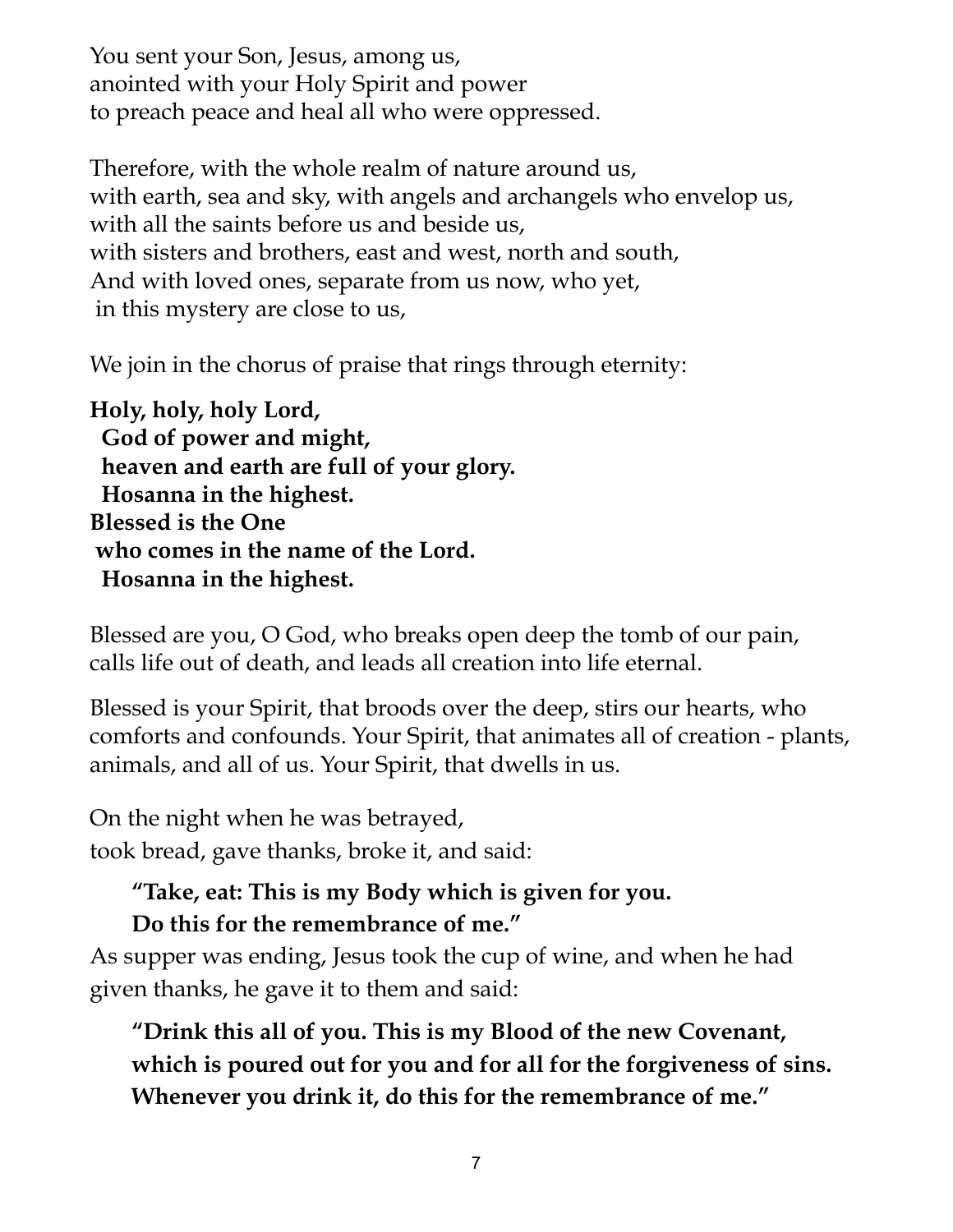You sent your Son, Jesus, among us,
anointed with your Holy Spirit and power
to preach peace and heal all who were oppressed.

Therefore, with the whole realm of nature around us,
with earth, sea and sky, with angels and archangels who envelop us,
with all the saints before us and beside us,
with sisters and brothers, east and west, north and south,
And with loved ones, separate from us now, who yet,
in this mystery are close to us,

We join in the chorus of praise that rings through eternity:

**Holy, holy, holy Lord,**
**God of power and might,**
**heaven and earth are full of your glory.**
**Hosanna in the highest.**
**Blessed is the One**
**who comes in the name of the Lord.**
**Hosanna in the highest.**

Blessed are you, O God, who breaks open deep the tomb of our pain,
calls life out of death, and leads all creation into life eternal.

Blessed is your Spirit, that broods over the deep, stirs our hearts, who comforts and confounds. Your Spirit, that animates all of creation - plants, animals, and all of us. Your Spirit, that dwells in us.

On the night when he was betrayed,
took bread, gave thanks, broke it, and said:

> **"Take, eat: This is my Body which is given for you.**
> **Do this for the remembrance of me."**

As supper was ending, Jesus took the cup of wine, and when he had given thanks, he gave it to them and said:

> **"Drink this all of you. This is my Blood of the new Covenant,**
> **which is poured out for you and for all for the forgiveness of sins.**
> **Whenever you drink it, do this for the remembrance of me."**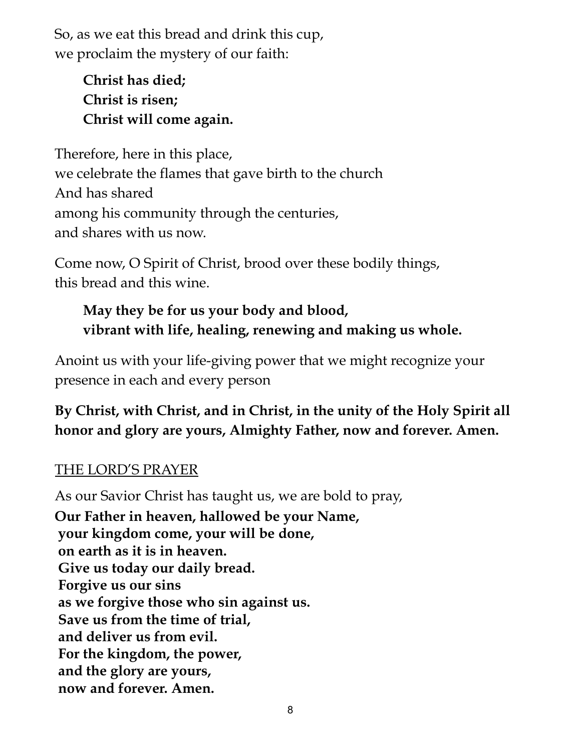So, as we eat this bread and drink this cup,
we proclaim the mystery of our faith:

> **Christ has died;**
> **Christ is risen;**
> **Christ will come again.**

Therefore, here in this place,
we celebrate the flames that gave birth to the church
And has shared
among his community through the centuries,
and shares with us now.

Come now, O Spirit of Christ, brood over these bodily things,
this bread and this wine.

> **May they be for us your body and blood,**
> **vibrant with life, healing, renewing and making us whole.**

Anoint us with your life-giving power that we might recognize your presence in each and every person

**By Christ, with Christ, and in Christ, in the unity of the Holy Spirit all honor and glory are yours, Almighty Father, now and forever. Amen.**

THE LORD'S PRAYER

As our Savior Christ has taught us, we are bold to pray,

**Our Father in heaven, hallowed be your Name,**
**your kingdom come, your will be done,**
**on earth as it is in heaven.**
**Give us today our daily bread.**
**Forgive us our sins**
**as we forgive those who sin against us.**
**Save us from the time of trial,**
**and deliver us from evil.**
**For the kingdom, the power,**
**and the glory are yours,**
**now and forever. Amen.**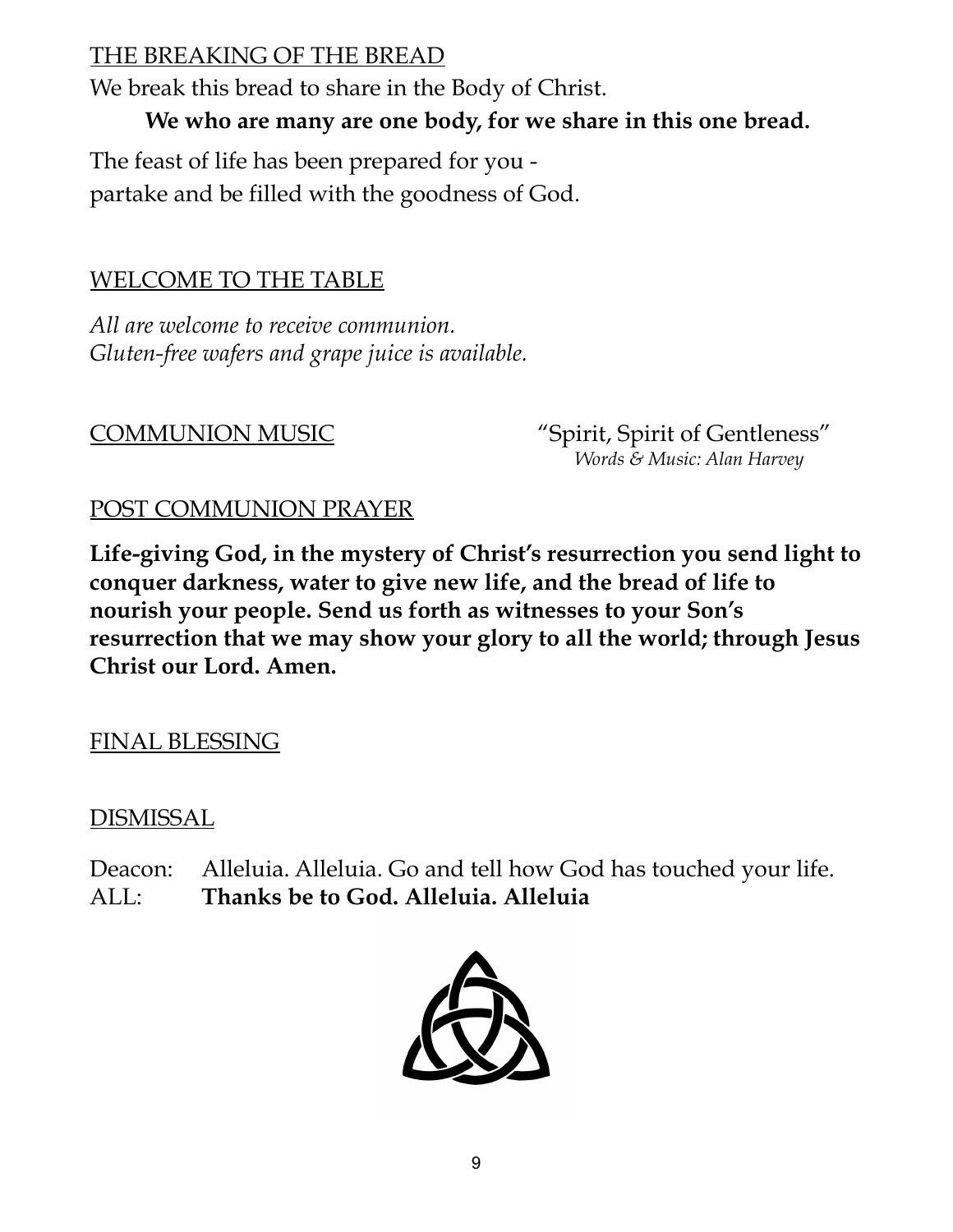## THE BREAKING OF THE BREAD

We break this bread to share in the Body of Christ.

**We who are many are one body, for we share in this one bread.**

The feast of life has been prepared for you -
partake and be filled with the goodness of God.

## WELCOME TO THE TABLE

*All are welcome to receive communion.*
*Gluten-free wafers and grape juice is available.*

## COMMUNION MUSIC

"Spirit, Spirit of Gentleness"
*Words & Music: Alan Harvey*

## POST COMMUNION PRAYER

**Life-giving God, in the mystery of Christ's resurrection you send light to conquer darkness, water to give new life, and the bread of life to nourish your people. Send us forth as witnesses to your Son's resurrection that we may show your glory to all the world; through Jesus Christ our Lord. Amen.**

## FINAL BLESSING

## DISMISSAL

Deacon: Alleluia. Alleluia. Go and tell how God has touched your life.
ALL: **Thanks be to God. Alleluia. Alleluia**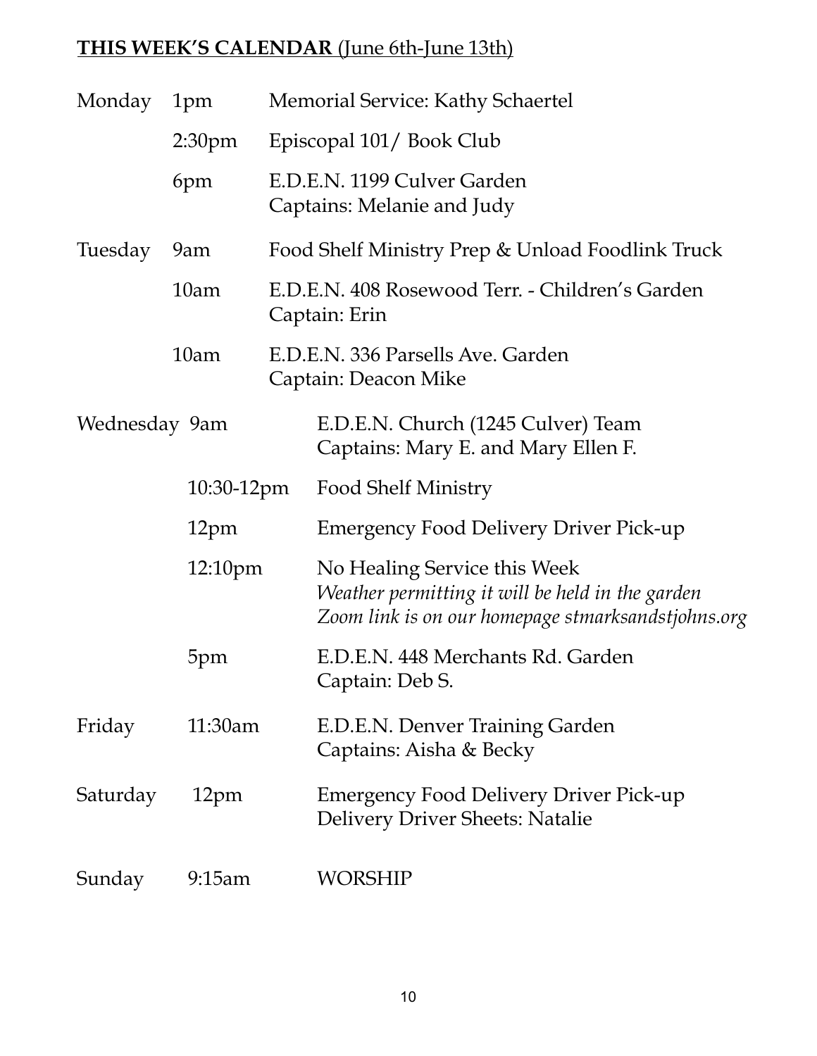**THIS WEEK'S CALENDAR** (June 6th-June 13th)

| | | |
|---|---|---|
| Monday | 1pm | Memorial Service: Kathy Schaertel |
| | 2:30pm | Episcopal 101/ Book Club |
| | 6pm | E.D.E.N. 1199 Culver Garden<br>Captains: Melanie and Judy |
| Tuesday | 9am | Food Shelf Ministry Prep & Unload Foodlink Truck |
| | 10am | E.D.E.N. 408 Rosewood Terr. - Children's Garden<br>Captain: Erin |
| | 10am | E.D.E.N. 336 Parsells Ave. Garden<br>Captain: Deacon Mike |
| Wednesday | 9am | E.D.E.N. Church (1245 Culver) Team<br>Captains: Mary E. and Mary Ellen F. |
| | 10:30-12pm | Food Shelf Ministry |
| | 12pm | Emergency Food Delivery Driver Pick-up |
| | 12:10pm | No Healing Service this Week<br>*Weather permitting it will be held in the garden*<br>*Zoom link is on our homepage stmarksandstjohns.org* |
| | 5pm | E.D.E.N. 448 Merchants Rd. Garden<br>Captain: Deb S. |
| Friday | 11:30am | E.D.E.N. Denver Training Garden<br>Captains: Aisha & Becky |
| Saturday | 12pm | Emergency Food Delivery Driver Pick-up<br>Delivery Driver Sheets: Natalie |
| Sunday | 9:15am | WORSHIP |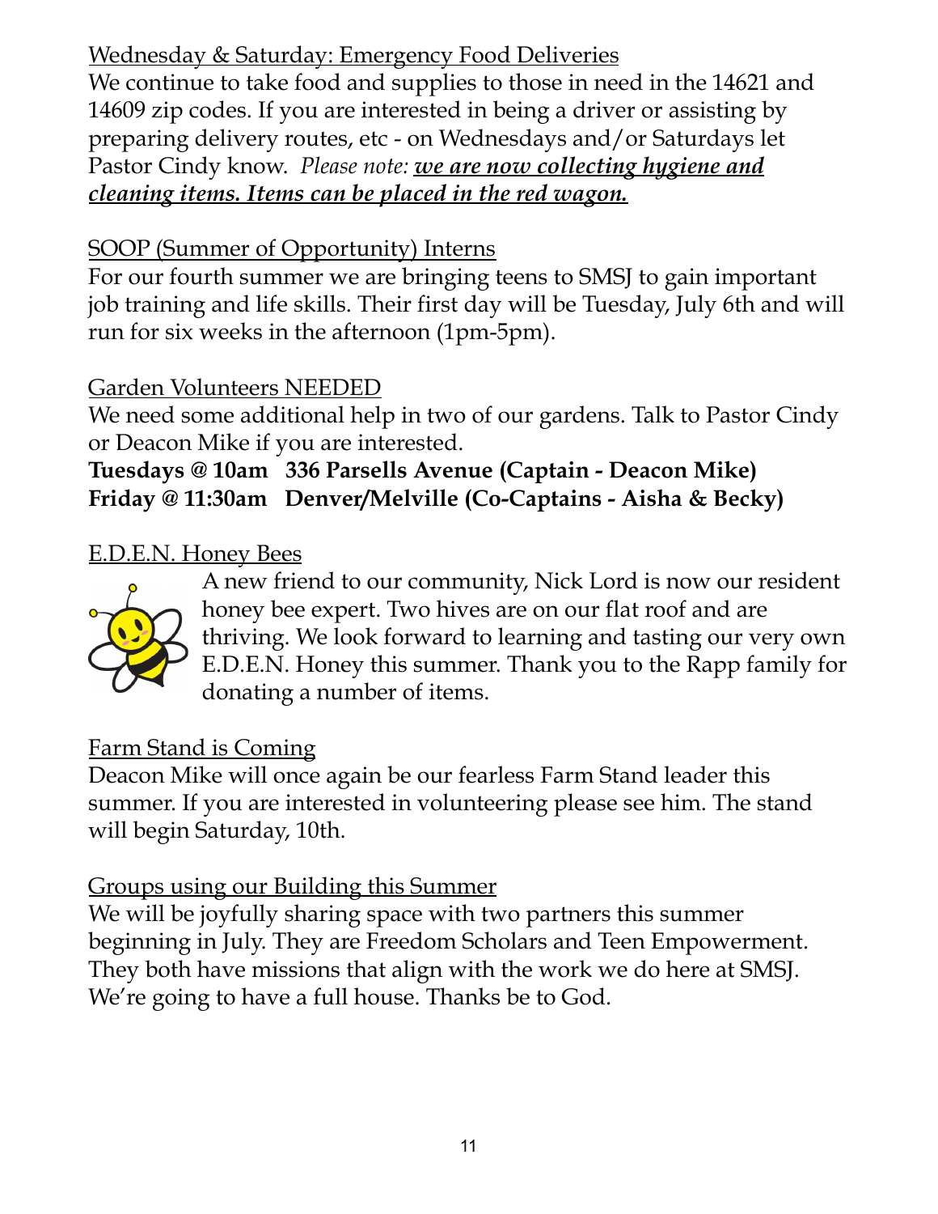Wednesday & Saturday: Emergency Food Deliveries

We continue to take food and supplies to those in need in the 14621 and 14609 zip codes. If you are interested in being a driver or assisting by preparing delivery routes, etc - on Wednesdays and/or Saturdays let Pastor Cindy know. *Please note:* ***we are now collecting hygiene and cleaning items. Items can be placed in the red wagon.***

SOOP (Summer of Opportunity) Interns

For our fourth summer we are bringing teens to SMSJ to gain important job training and life skills. Their first day will be Tuesday, July 6th and will run for six weeks in the afternoon (1pm-5pm).

Garden Volunteers NEEDED

We need some additional help in two of our gardens. Talk to Pastor Cindy or Deacon Mike if you are interested.

**Tuesdays @ 10am 336 Parsells Avenue (Captain - Deacon Mike)**
**Friday @ 11:30am Denver/Melville (Co-Captains - Aisha & Becky)**

E.D.E.N. Honey Bees

A new friend to our community, Nick Lord is now our resident honey bee expert. Two hives are on our flat roof and are thriving. We look forward to learning and tasting our very own E.D.E.N. Honey this summer. Thank you to the Rapp family for donating a number of items.

Farm Stand is Coming

Deacon Mike will once again be our fearless Farm Stand leader this summer. If you are interested in volunteering please see him. The stand will begin Saturday, 10th.

Groups using our Building this Summer

We will be joyfully sharing space with two partners this summer beginning in July. They are Freedom Scholars and Teen Empowerment. They both have missions that align with the work we do here at SMSJ. We're going to have a full house. Thanks be to God.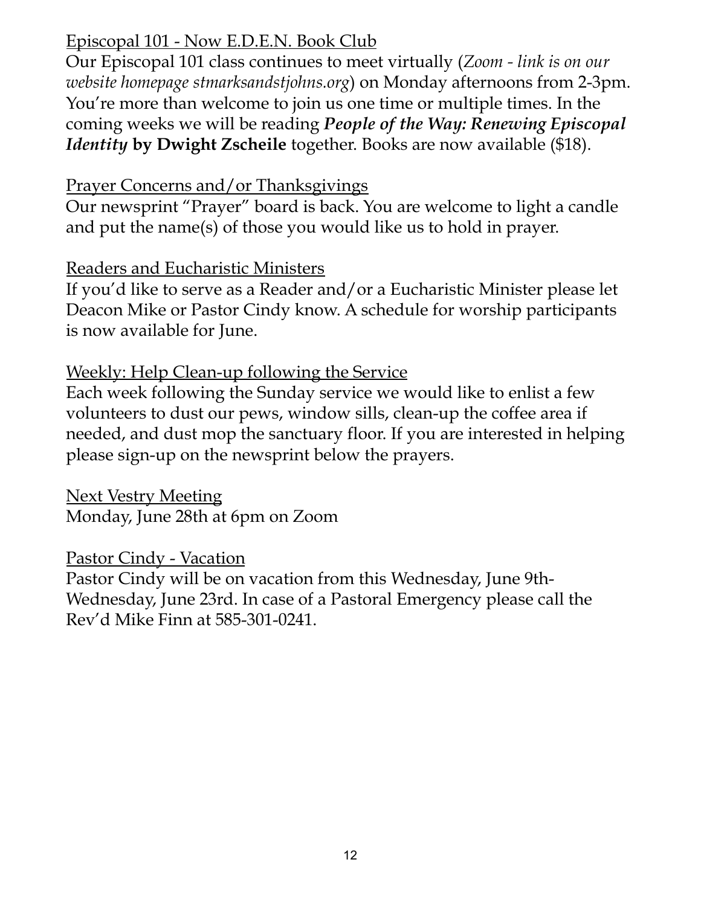## Episcopal 101 - Now E.D.E.N. Book Club

Our Episcopal 101 class continues to meet virtually (*Zoom - link is on our website homepage stmarksandstjohns.org*) on Monday afternoons from 2-3pm. You're more than welcome to join us one time or multiple times. In the coming weeks we will be reading ***People of the Way: Renewing Episcopal Identity* by Dwight Zscheile** together. Books are now available ($18).

## Prayer Concerns and/or Thanksgivings

Our newsprint "Prayer" board is back. You are welcome to light a candle and put the name(s) of those you would like us to hold in prayer.

## Readers and Eucharistic Ministers

If you'd like to serve as a Reader and/or a Eucharistic Minister please let Deacon Mike or Pastor Cindy know. A schedule for worship participants is now available for June.

## Weekly: Help Clean-up following the Service

Each week following the Sunday service we would like to enlist a few volunteers to dust our pews, window sills, clean-up the coffee area if needed, and dust mop the sanctuary floor. If you are interested in helping please sign-up on the newsprint below the prayers.

## Next Vestry Meeting

Monday, June 28th at 6pm on Zoom

## Pastor Cindy - Vacation

Pastor Cindy will be on vacation from this Wednesday, June 9th-Wednesday, June 23rd. In case of a Pastoral Emergency please call the Rev'd Mike Finn at 585-301-0241.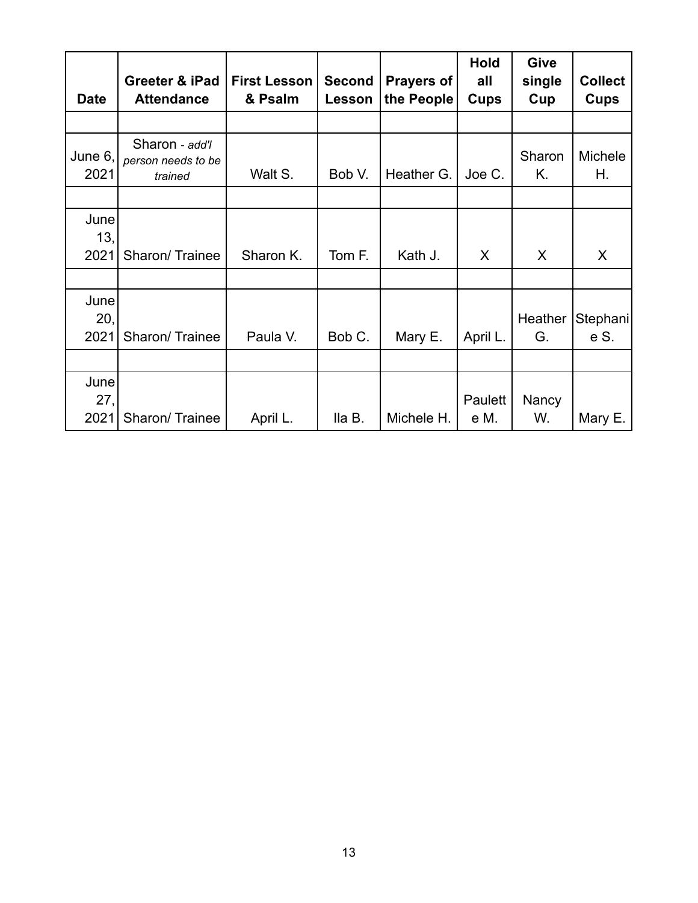| Date | Greeter & iPad Attendance | First Lesson & Psalm | Second Lesson | Prayers of the People | Hold all Cups | Give single Cup | Collect Cups |
|---|---|---|---|---|---|---|---|
| | | | | | | | |
| June 6, 2021 | Sharon - *add'l person needs to be trained* | Walt S. | Bob V. | Heather G. | Joe C. | Sharon K. | Michele H. |
| | | | | | | | |
| June 13, 2021 | Sharon/ Trainee | Sharon K. | Tom F. | Kath J. | X | X | X |
| | | | | | | | |
| June 20, 2021 | Sharon/ Trainee | Paula V. | Bob C. | Mary E. | April L. | Heather G. | Stephanie S. |
| | | | | | | | |
| June 27, 2021 | Sharon/ Trainee | April L. | Ila B. | Michele H. | Paulette M. | Nancy W. | Mary E. |